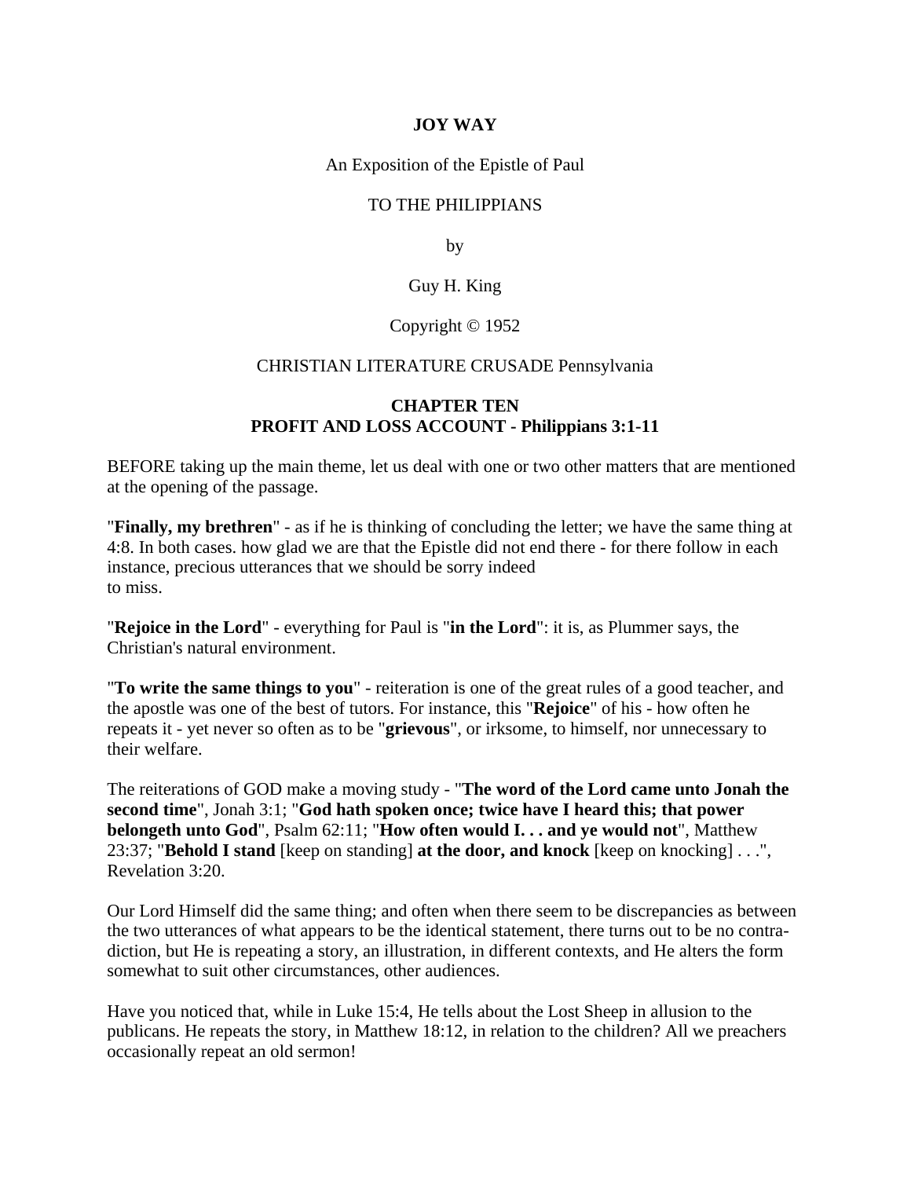**JOY WAY**

An Exposition of the Epistle of Paul

TO THE PHILIPPIANS

by

Guy H. King

Copyright © 1952

CHRISTIAN LITERATURE CRUSADE Pennsylvania

## CHAPTER TEN
## PROFIT AND LOSS ACCOUNT - Philippians 3:1-11

BEFORE taking up the main theme, let us deal with one or two other matters that are mentioned at the opening of the passage.

"**Finally, my brethren**" - as if he is thinking of concluding the letter; we have the same thing at 4:8. In both cases. how glad we are that the Epistle did not end there - for there follow in each instance, precious utterances that we should be sorry indeed to miss.

"**Rejoice in the Lord**" - everything for Paul is "**in the Lord**": it is, as Plummer says, the Christian's natural environment.

"**To write the same things to you**" - reiteration is one of the great rules of a good teacher, and the apostle was one of the best of tutors. For instance, this "**Rejoice**" of his - how often he repeats it - yet never so often as to be "**grievous**", or irksome, to himself, nor unnecessary to their welfare.

The reiterations of GOD make a moving study - "**The word of the Lord came unto Jonah the second time**", Jonah 3:1; "**God hath spoken once; twice have I heard this; that power belongeth unto God**", Psalm 62:11; "**How often would I. . . and ye would not**", Matthew 23:37; "**Behold I stand** [keep on standing] **at the door, and knock** [keep on knocking] . . .", Revelation 3:20.

Our Lord Himself did the same thing; and often when there seem to be discrepancies as between the two utterances of what appears to be the identical statement, there turns out to be no contradiction, but He is repeating a story, an illustration, in different contexts, and He alters the form somewhat to suit other circumstances, other audiences.

Have you noticed that, while in Luke 15:4, He tells about the Lost Sheep in allusion to the publicans. He repeats the story, in Matthew 18:12, in relation to the children? All we preachers occasionally repeat an old sermon!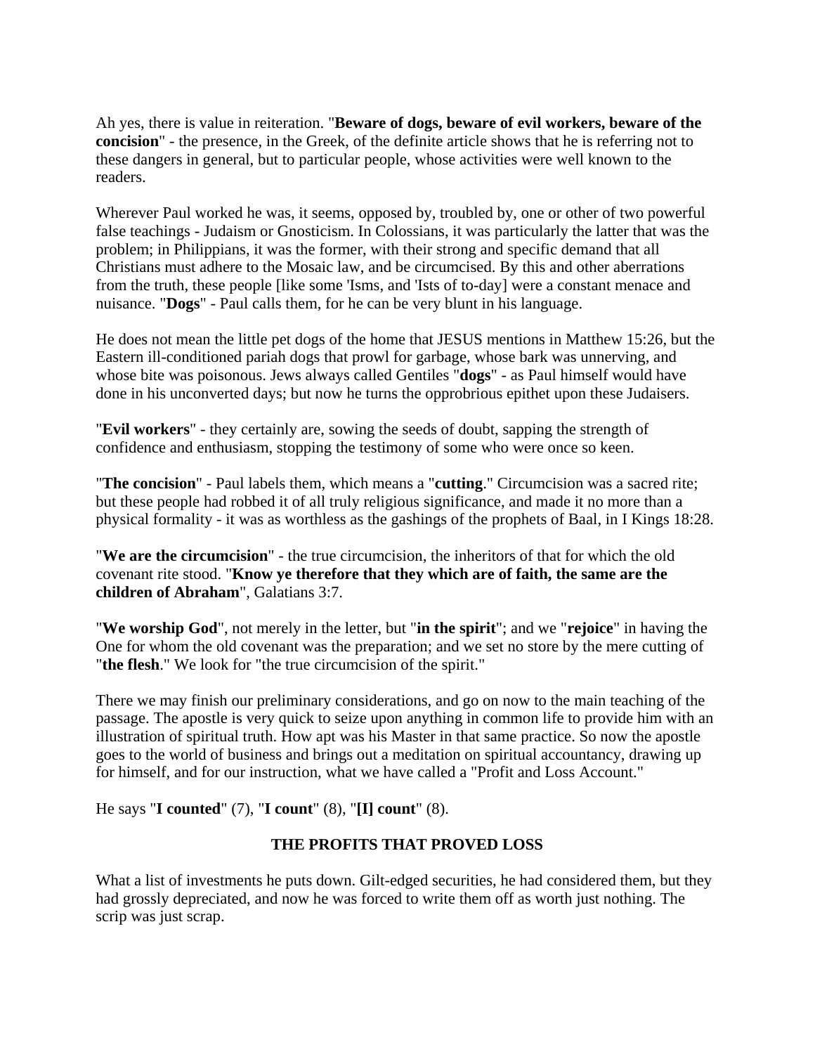Ah yes, there is value in reiteration. "**Beware of dogs, beware of evil workers, beware of the concision**" - the presence, in the Greek, of the definite article shows that he is referring not to these dangers in general, but to particular people, whose activities were well known to the readers.

Wherever Paul worked he was, it seems, opposed by, troubled by, one or other of two powerful false teachings - Judaism or Gnosticism. In Colossians, it was particularly the latter that was the problem; in Philippians, it was the former, with their strong and specific demand that all Christians must adhere to the Mosaic law, and be circumcised. By this and other aberrations from the truth, these people [like some 'Isms, and 'Ists of to-day] were a constant menace and nuisance. "**Dogs**" - Paul calls them, for he can be very blunt in his language.

He does not mean the little pet dogs of the home that JESUS mentions in Matthew 15:26, but the Eastern ill-conditioned pariah dogs that prowl for garbage, whose bark was unnerving, and whose bite was poisonous. Jews always called Gentiles "**dogs**" - as Paul himself would have done in his unconverted days; but now he turns the opprobrious epithet upon these Judaisers.

"**Evil workers**" - they certainly are, sowing the seeds of doubt, sapping the strength of confidence and enthusiasm, stopping the testimony of some who were once so keen.

"**The concision**" - Paul labels them, which means a "**cutting**." Circumcision was a sacred rite; but these people had robbed it of all truly religious significance, and made it no more than a physical formality - it was as worthless as the gashings of the prophets of Baal, in I Kings 18:28.

"**We are the circumcision**" - the true circumcision, the inheritors of that for which the old covenant rite stood. "**Know ye therefore that they which are of faith, the same are the children of Abraham**", Galatians 3:7.

"**We worship God**", not merely in the letter, but "**in the spirit**"; and we "**rejoice**" in having the One for whom the old covenant was the preparation; and we set no store by the mere cutting of "**the flesh**." We look for "the true circumcision of the spirit."

There we may finish our preliminary considerations, and go on now to the main teaching of the passage. The apostle is very quick to seize upon anything in common life to provide him with an illustration of spiritual truth. How apt was his Master in that same practice. So now the apostle goes to the world of business and brings out a meditation on spiritual accountancy, drawing up for himself, and for our instruction, what we have called a "Profit and Loss Account."

He says "**I counted**" (7), "**I count**" (8), "**[I] count**" (8).

## THE PROFITS THAT PROVED LOSS

What a list of investments he puts down. Gilt-edged securities, he had considered them, but they had grossly depreciated, and now he was forced to write them off as worth just nothing. The scrip was just scrap.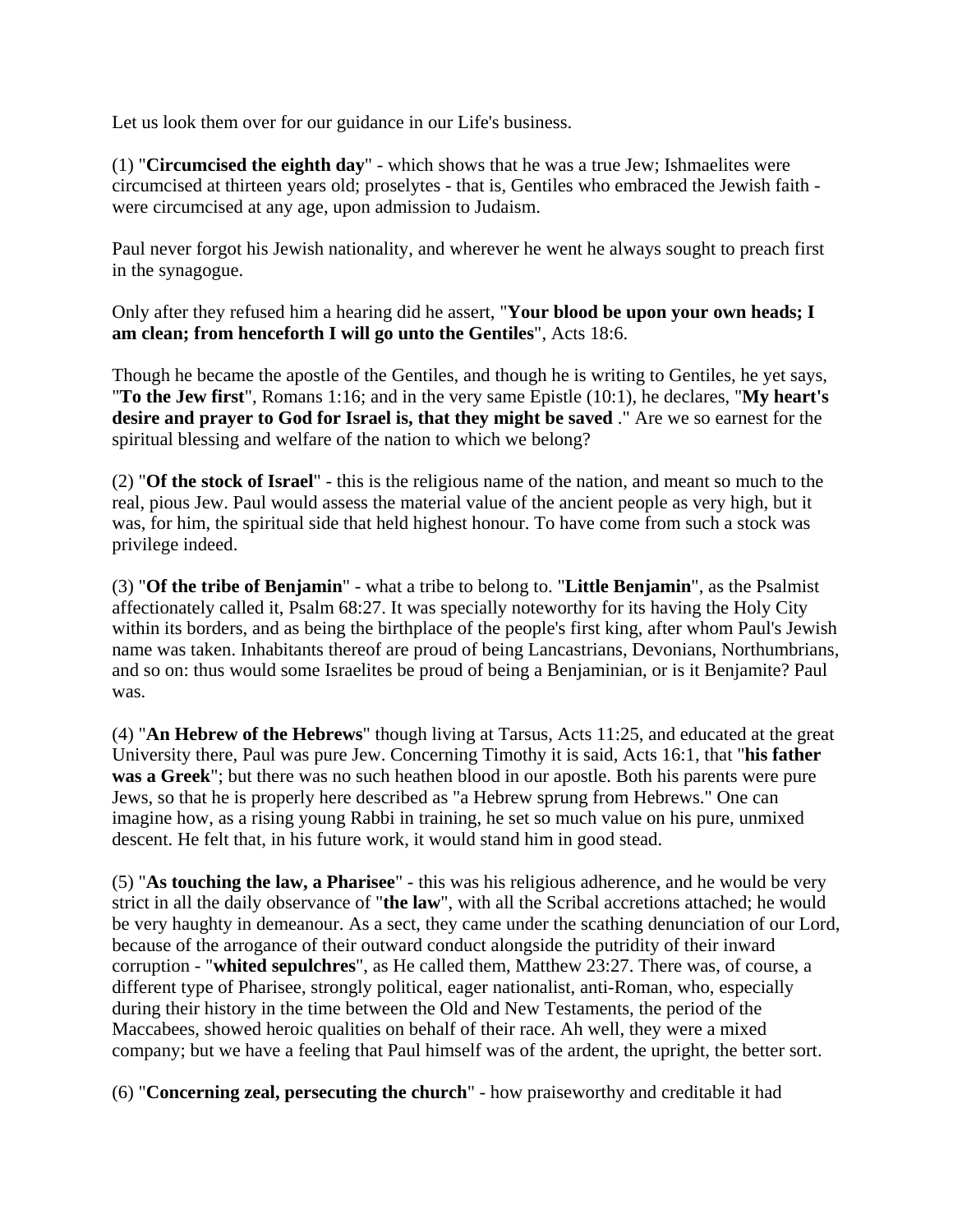Let us look them over for our guidance in our Life's business.

(1) "**Circumcised the eighth day**" - which shows that he was a true Jew; Ishmaelites were circumcised at thirteen years old; proselytes - that is, Gentiles who embraced the Jewish faith - were circumcised at any age, upon admission to Judaism.

Paul never forgot his Jewish nationality, and wherever he went he always sought to preach first in the synagogue.

Only after they refused him a hearing did he assert, "**Your blood be upon your own heads; I am clean; from henceforth I will go unto the Gentiles**", Acts 18:6.

Though he became the apostle of the Gentiles, and though he is writing to Gentiles, he yet says, "**To the Jew first**", Romans 1:16; and in the very same Epistle (10:1), he declares, "**My heart's desire and prayer to God for Israel is, that they might be saved** ." Are we so earnest for the spiritual blessing and welfare of the nation to which we belong?

(2) "**Of the stock of Israel**" - this is the religious name of the nation, and meant so much to the real, pious Jew. Paul would assess the material value of the ancient people as very high, but it was, for him, the spiritual side that held highest honour. To have come from such a stock was privilege indeed.

(3) "**Of the tribe of Benjamin**" - what a tribe to belong to. "**Little Benjamin**", as the Psalmist affectionately called it, Psalm 68:27. It was specially noteworthy for its having the Holy City within its borders, and as being the birthplace of the people's first king, after whom Paul's Jewish name was taken. Inhabitants thereof are proud of being Lancastrians, Devonians, Northumbrians, and so on: thus would some Israelites be proud of being a Benjaminian, or is it Benjamite? Paul was.

(4) "**An Hebrew of the Hebrews**" though living at Tarsus, Acts 11:25, and educated at the great University there, Paul was pure Jew. Concerning Timothy it is said, Acts 16:1, that "**his father was a Greek**"; but there was no such heathen blood in our apostle. Both his parents were pure Jews, so that he is properly here described as "a Hebrew sprung from Hebrews." One can imagine how, as a rising young Rabbi in training, he set so much value on his pure, unmixed descent. He felt that, in his future work, it would stand him in good stead.

(5) "**As touching the law, a Pharisee**" - this was his religious adherence, and he would be very strict in all the daily observance of "**the law**", with all the Scribal accretions attached; he would be very haughty in demeanour. As a sect, they came under the scathing denunciation of our Lord, because of the arrogance of their outward conduct alongside the putridity of their inward corruption - "**whited sepulchres**", as He called them, Matthew 23:27. There was, of course, a different type of Pharisee, strongly political, eager nationalist, anti-Roman, who, especially during their history in the time between the Old and New Testaments, the period of the Maccabees, showed heroic qualities on behalf of their race. Ah well, they were a mixed company; but we have a feeling that Paul himself was of the ardent, the upright, the better sort.

(6) "**Concerning zeal, persecuting the church**" - how praiseworthy and creditable it had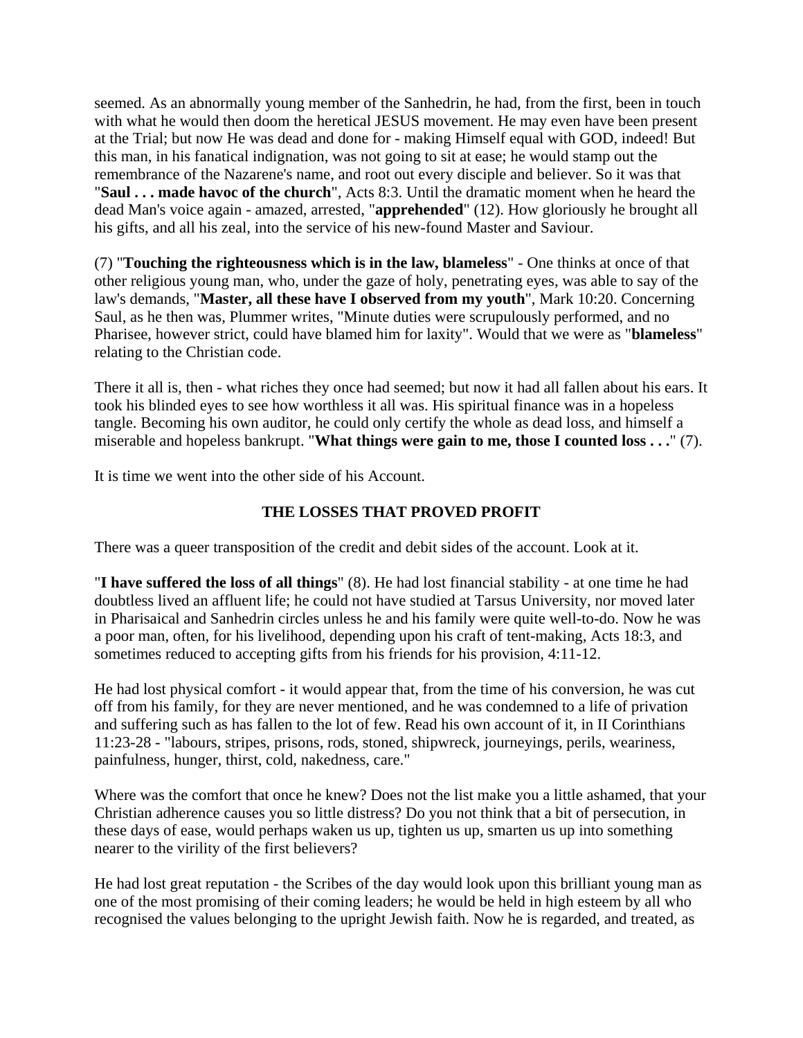seemed. As an abnormally young member of the Sanhedrin, he had, from the first, been in touch with what he would then doom the heretical JESUS movement. He may even have been present at the Trial; but now He was dead and done for - making Himself equal with GOD, indeed! But this man, in his fanatical indignation, was not going to sit at ease; he would stamp out the remembrance of the Nazarene's name, and root out every disciple and believer. So it was that "**Saul . . . made havoc of the church**", Acts 8:3. Until the dramatic moment when he heard the dead Man's voice again - amazed, arrested, "**apprehended**" (12). How gloriously he brought all his gifts, and all his zeal, into the service of his new-found Master and Saviour.

(7) "**Touching the righteousness which is in the law, blameless**" - One thinks at once of that other religious young man, who, under the gaze of holy, penetrating eyes, was able to say of the law's demands, "**Master, all these have I observed from my youth**", Mark 10:20. Concerning Saul, as he then was, Plummer writes, "Minute duties were scrupulously performed, and no Pharisee, however strict, could have blamed him for laxity". Would that we were as "**blameless**" relating to the Christian code.

There it all is, then - what riches they once had seemed; but now it had all fallen about his ears. It took his blinded eyes to see how worthless it all was. His spiritual finance was in a hopeless tangle. Becoming his own auditor, he could only certify the whole as dead loss, and himself a miserable and hopeless bankrupt. "**What things were gain to me, those I counted loss . . .**" (7).

It is time we went into the other side of his Account.

### THE LOSSES THAT PROVED PROFIT

There was a queer transposition of the credit and debit sides of the account. Look at it.

"**I have suffered the loss of all things**" (8). He had lost financial stability - at one time he had doubtless lived an affluent life; he could not have studied at Tarsus University, nor moved later in Pharisaical and Sanhedrin circles unless he and his family were quite well-to-do. Now he was a poor man, often, for his livelihood, depending upon his craft of tent-making, Acts 18:3, and sometimes reduced to accepting gifts from his friends for his provision, 4:11-12.

He had lost physical comfort - it would appear that, from the time of his conversion, he was cut off from his family, for they are never mentioned, and he was condemned to a life of privation and suffering such as has fallen to the lot of few. Read his own account of it, in II Corinthians 11:23-28 - "labours, stripes, prisons, rods, stoned, shipwreck, journeyings, perils, weariness, painfulness, hunger, thirst, cold, nakedness, care."

Where was the comfort that once he knew? Does not the list make you a little ashamed, that your Christian adherence causes you so little distress? Do you not think that a bit of persecution, in these days of ease, would perhaps waken us up, tighten us up, smarten us up into something nearer to the virility of the first believers?

He had lost great reputation - the Scribes of the day would look upon this brilliant young man as one of the most promising of their coming leaders; he would be held in high esteem by all who recognised the values belonging to the upright Jewish faith. Now he is regarded, and treated, as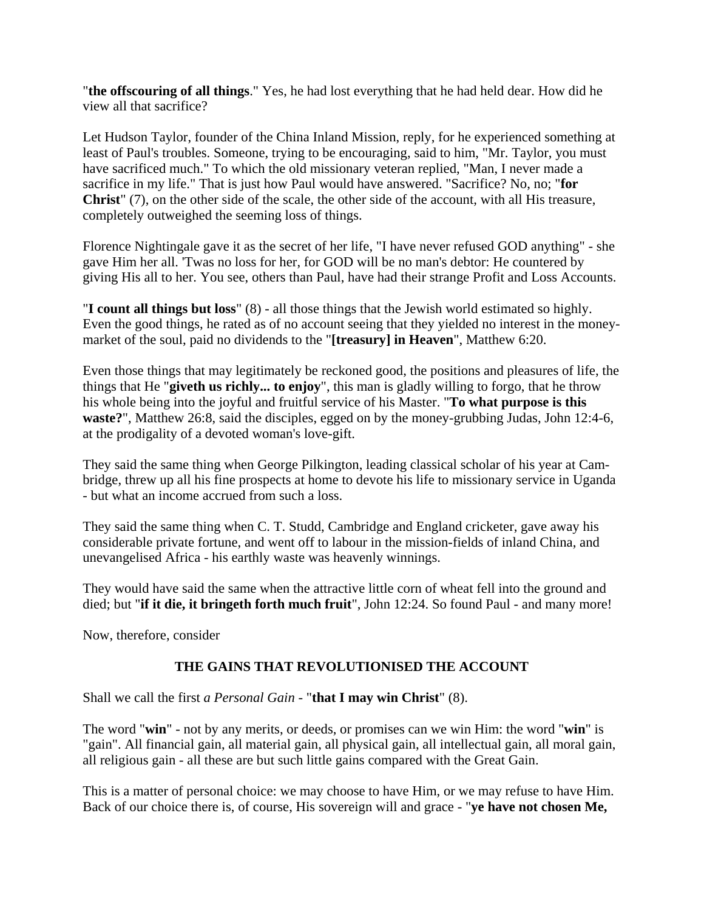"**the offscouring of all things**." Yes, he had lost everything that he had held dear. How did he view all that sacrifice?

Let Hudson Taylor, founder of the China Inland Mission, reply, for he experienced something at least of Paul's troubles. Someone, trying to be encouraging, said to him, "Mr. Taylor, you must have sacrificed much." To which the old missionary veteran replied, "Man, I never made a sacrifice in my life." That is just how Paul would have answered. "Sacrifice? No, no; "**for Christ**" (7), on the other side of the scale, the other side of the account, with all His treasure, completely outweighed the seeming loss of things.

Florence Nightingale gave it as the secret of her life, "I have never refused GOD anything" - she gave Him her all. 'Twas no loss for her, for GOD will be no man's debtor: He countered by giving His all to her. You see, others than Paul, have had their strange Profit and Loss Accounts.

"**I count all things but loss**" (8) - all those things that the Jewish world estimated so highly. Even the good things, he rated as of no account seeing that they yielded no interest in the money-market of the soul, paid no dividends to the "**[treasury] in Heaven**", Matthew 6:20.

Even those things that may legitimately be reckoned good, the positions and pleasures of life, the things that He "**giveth us richly... to enjoy**", this man is gladly willing to forgo, that he throw his whole being into the joyful and fruitful service of his Master. "**To what purpose is this waste?**", Matthew 26:8, said the disciples, egged on by the money-grubbing Judas, John 12:4-6, at the prodigality of a devoted woman's love-gift.

They said the same thing when George Pilkington, leading classical scholar of his year at Cambridge, threw up all his fine prospects at home to devote his life to missionary service in Uganda - but what an income accrued from such a loss.

They said the same thing when C. T. Studd, Cambridge and England cricketer, gave away his considerable private fortune, and went off to labour in the mission-fields of inland China, and unevangelised Africa - his earthly waste was heavenly winnings.

They would have said the same when the attractive little corn of wheat fell into the ground and died; but "**if it die, it bringeth forth much fruit**", John 12:24. So found Paul - and many more!

Now, therefore, consider

## THE GAINS THAT REVOLUTIONISED THE ACCOUNT

Shall we call the first *a Personal Gain* - "**that I may win Christ**" (8).

The word "**win**" - not by any merits, or deeds, or promises can we win Him: the word "**win**" is "gain". All financial gain, all material gain, all physical gain, all intellectual gain, all moral gain, all religious gain - all these are but such little gains compared with the Great Gain.

This is a matter of personal choice: we may choose to have Him, or we may refuse to have Him. Back of our choice there is, of course, His sovereign will and grace - "**ye have not chosen Me,**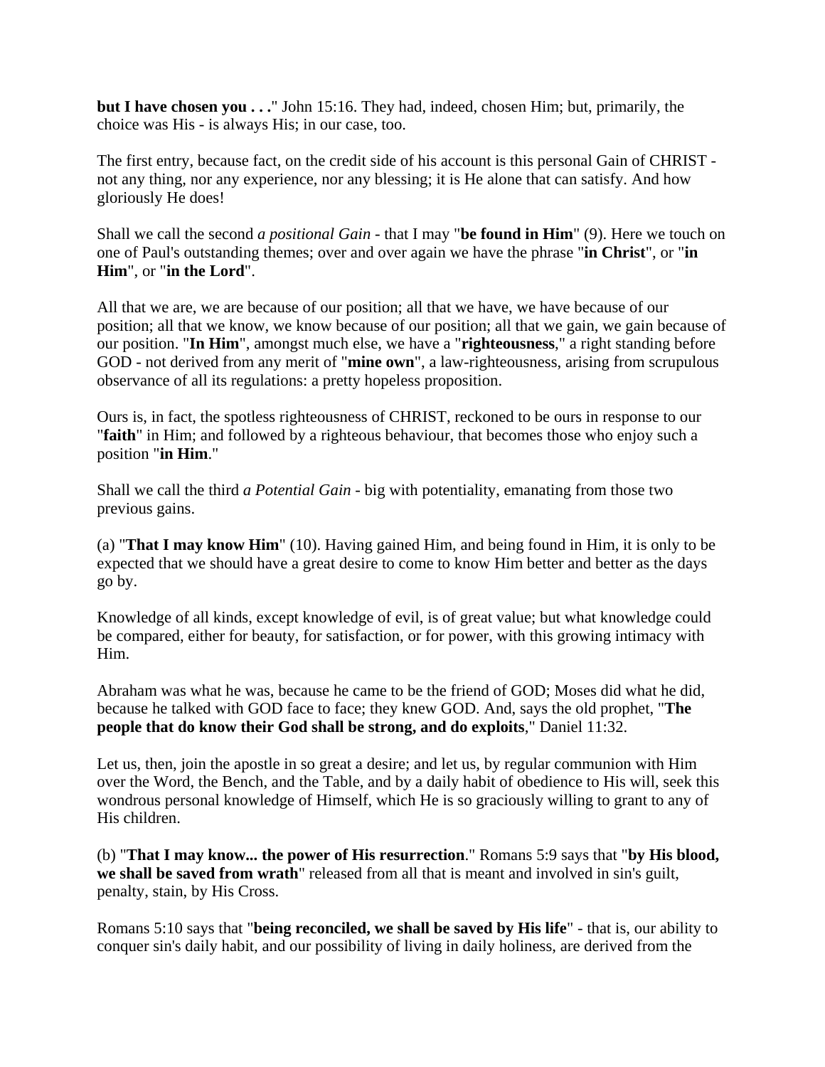**but I have chosen you . . .**" John 15:16. They had, indeed, chosen Him; but, primarily, the choice was His - is always His; in our case, too.

The first entry, because fact, on the credit side of his account is this personal Gain of CHRIST - not any thing, nor any experience, nor any blessing; it is He alone that can satisfy. And how gloriously He does!

Shall we call the second *a positional Gain* - that I may "**be found in Him**" (9). Here we touch on one of Paul's outstanding themes; over and over again we have the phrase "**in Christ**", or "**in Him**", or "**in the Lord**".

All that we are, we are because of our position; all that we have, we have because of our position; all that we know, we know because of our position; all that we gain, we gain because of our position. "**In Him**", amongst much else, we have a "**righteousness**," a right standing before GOD - not derived from any merit of "**mine own**", a law-righteousness, arising from scrupulous observance of all its regulations: a pretty hopeless proposition.

Ours is, in fact, the spotless righteousness of CHRIST, reckoned to be ours in response to our "**faith**" in Him; and followed by a righteous behaviour, that becomes those who enjoy such a position "**in Him**."

Shall we call the third *a Potential Gain* - big with potentiality, emanating from those two previous gains.

(a) "**That I may know Him**" (10). Having gained Him, and being found in Him, it is only to be expected that we should have a great desire to come to know Him better and better as the days go by.

Knowledge of all kinds, except knowledge of evil, is of great value; but what knowledge could be compared, either for beauty, for satisfaction, or for power, with this growing intimacy with Him.

Abraham was what he was, because he came to be the friend of GOD; Moses did what he did, because he talked with GOD face to face; they knew GOD. And, says the old prophet, "**The people that do know their God shall be strong, and do exploits**," Daniel 11:32.

Let us, then, join the apostle in so great a desire; and let us, by regular communion with Him over the Word, the Bench, and the Table, and by a daily habit of obedience to His will, seek this wondrous personal knowledge of Himself, which He is so graciously willing to grant to any of His children.

(b) "**That I may know... the power of His resurrection**." Romans 5:9 says that "**by His blood, we shall be saved from wrath**" released from all that is meant and involved in sin's guilt, penalty, stain, by His Cross.

Romans 5:10 says that "**being reconciled, we shall be saved by His life**" - that is, our ability to conquer sin's daily habit, and our possibility of living in daily holiness, are derived from the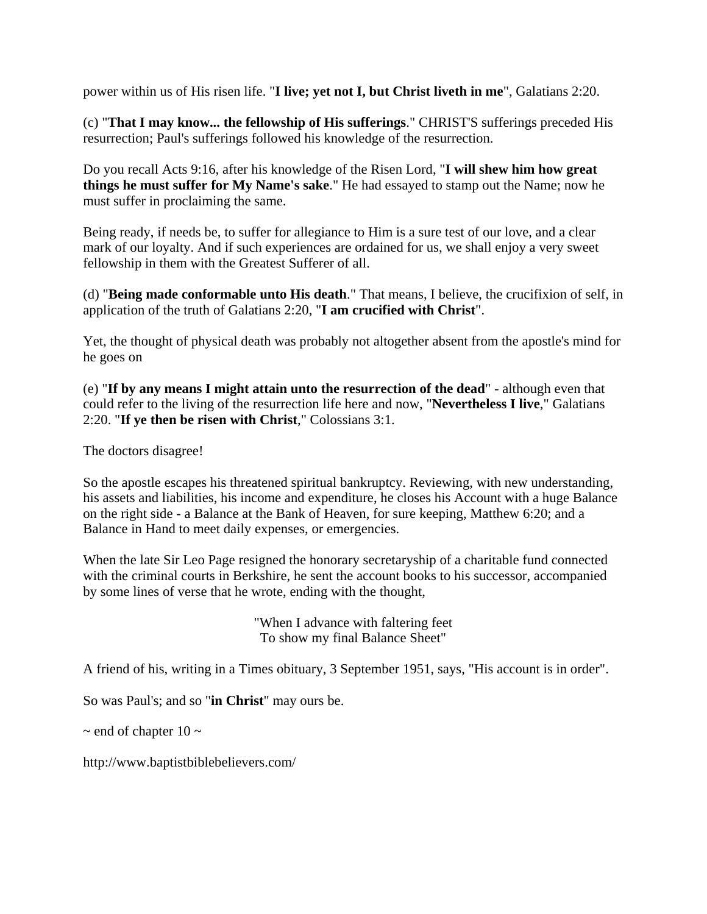power within us of His risen life. "**I live; yet not I, but Christ liveth in me**", Galatians 2:20.

(c) "**That I may know... the fellowship of His sufferings**." CHRIST'S sufferings preceded His resurrection; Paul's sufferings followed his knowledge of the resurrection.

Do you recall Acts 9:16, after his knowledge of the Risen Lord, "**I will shew him how great things he must suffer for My Name's sake**." He had essayed to stamp out the Name; now he must suffer in proclaiming the same.

Being ready, if needs be, to suffer for allegiance to Him is a sure test of our love, and a clear mark of our loyalty. And if such experiences are ordained for us, we shall enjoy a very sweet fellowship in them with the Greatest Sufferer of all.

(d) "**Being made conformable unto His death**." That means, I believe, the crucifixion of self, in application of the truth of Galatians 2:20, "**I am crucified with Christ**".

Yet, the thought of physical death was probably not altogether absent from the apostle's mind for he goes on

(e) "**If by any means I might attain unto the resurrection of the dead**" - although even that could refer to the living of the resurrection life here and now, "**Nevertheless I live**," Galatians 2:20. "**If ye then be risen with Christ**," Colossians 3:1.

The doctors disagree!

So the apostle escapes his threatened spiritual bankruptcy. Reviewing, with new understanding, his assets and liabilities, his income and expenditure, he closes his Account with a huge Balance on the right side - a Balance at the Bank of Heaven, for sure keeping, Matthew 6:20; and a Balance in Hand to meet daily expenses, or emergencies.

When the late Sir Leo Page resigned the honorary secretaryship of a charitable fund connected with the criminal courts in Berkshire, he sent the account books to his successor, accompanied by some lines of verse that he wrote, ending with the thought,

> "When I advance with faltering feet
> To show my final Balance Sheet"

A friend of his, writing in a Times obituary, 3 September 1951, says, "His account is in order".

So was Paul's; and so "**in Christ**" may ours be.

~ end of chapter 10 ~

http://www.baptistbiblebelievers.com/